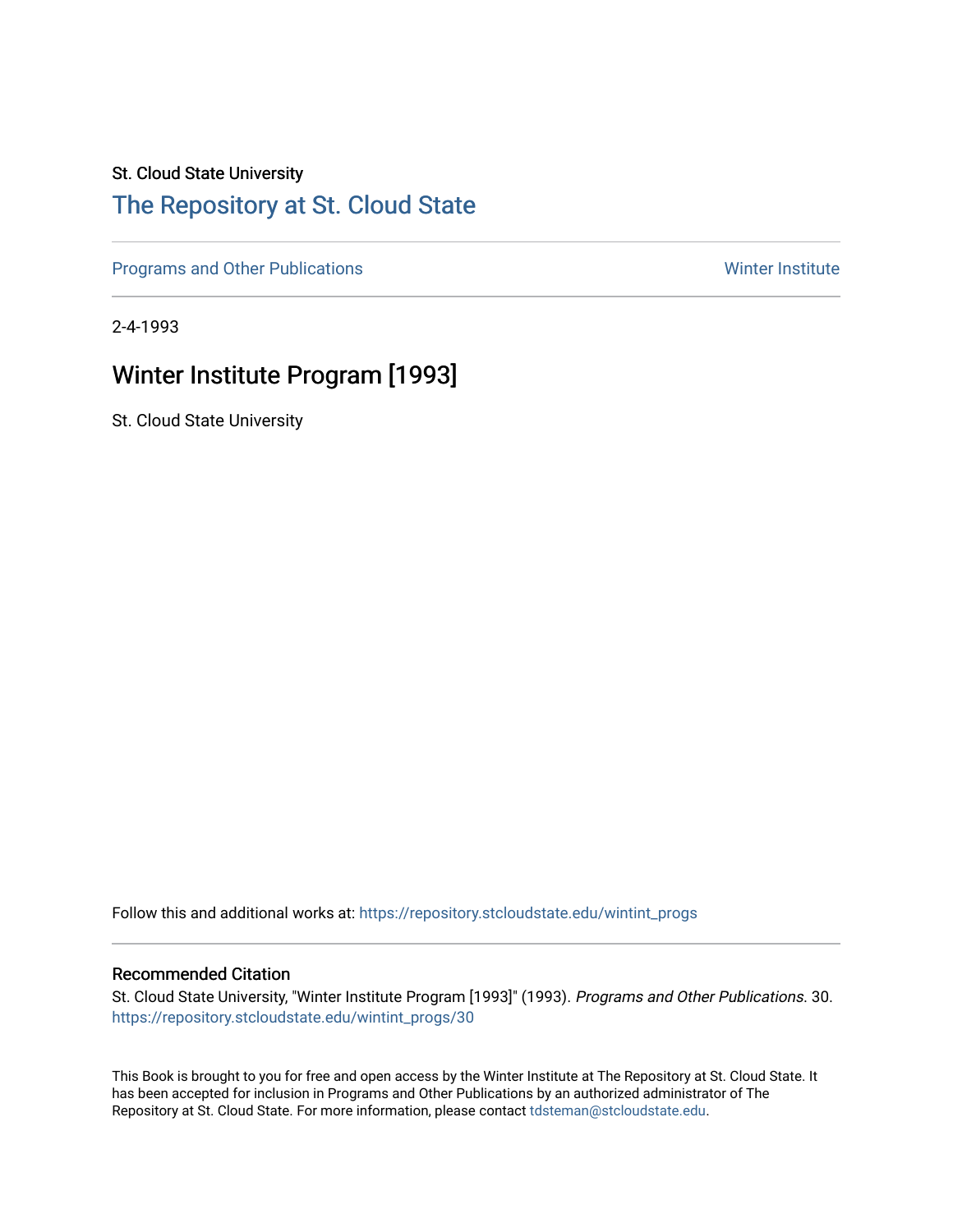St. Cloud State University

# The Repository at St. Cloud State

Programs and Other Publications

Winter Institute

2-4-1993

## Winter Institute Program [1993]

St. Cloud State University

Follow this and additional works at: https://repository.stcloudstate.edu/wintint_progs

### Recommended Citation

St. Cloud State University, "Winter Institute Program [1993]" (1993). *Programs and Other Publications*. 30. https://repository.stcloudstate.edu/wintint_progs/30

This Book is brought to you for free and open access by the Winter Institute at The Repository at St. Cloud State. It has been accepted for inclusion in Programs and Other Publications by an authorized administrator of The Repository at St. Cloud State. For more information, please contact tdsteman@stcloudstate.edu.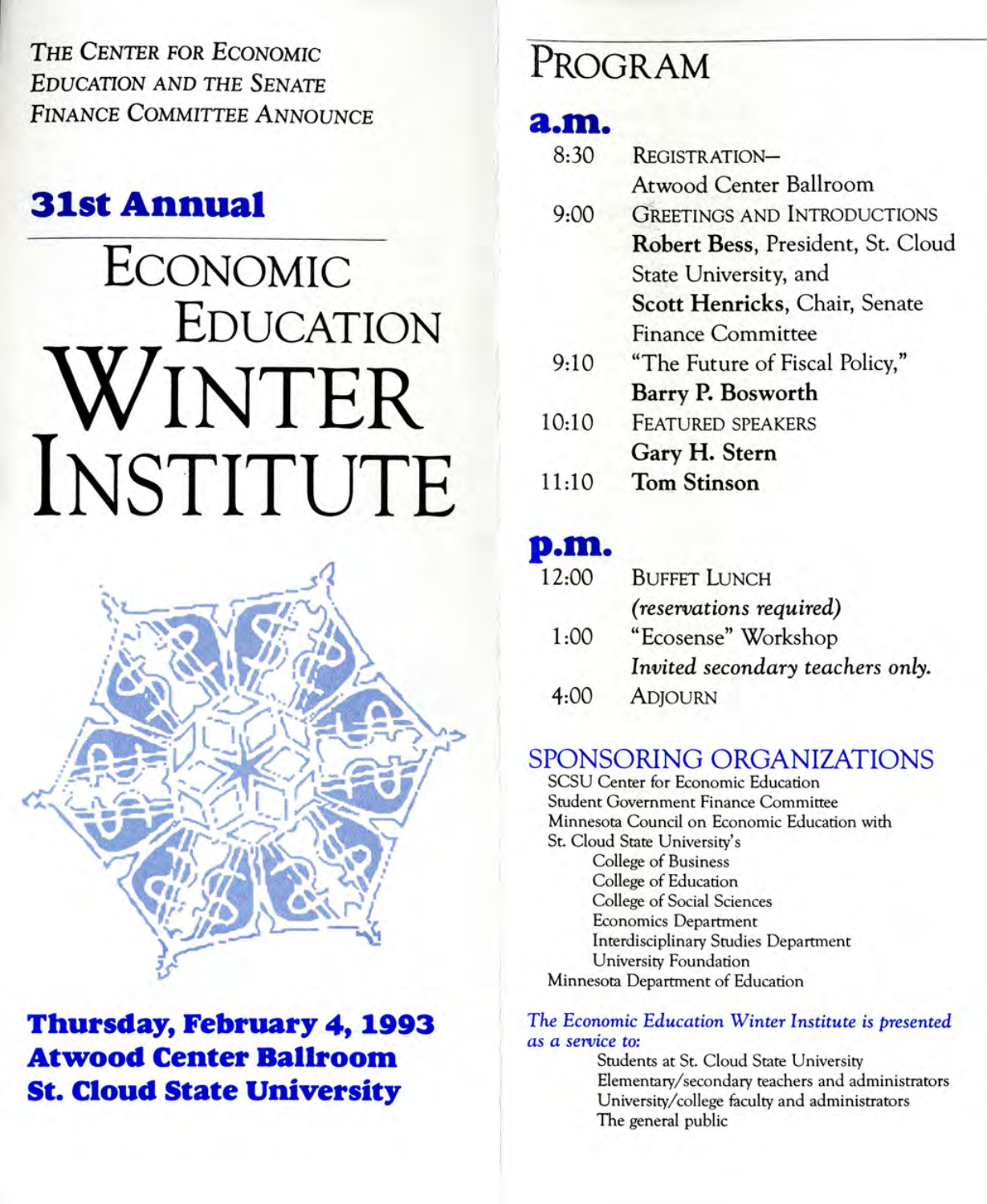The Center for Economic Education and the Senate Finance Committee Announce

## 31st Annual

# Economic Education Winter Institute

**Thursday, February 4, 1993**
**Atwood Center Ballroom**
**St. Cloud State University**

## Program

### a.m.

| | |
|---|---|
| 8:30 | Registration– Atwood Center Ballroom |
| 9:00 | Greetings and Introductions **Robert Bess**, President, St. Cloud State University, and **Scott Henricks**, Chair, Senate Finance Committee |
| 9:10 | "The Future of Fiscal Policy," **Barry P. Bosworth** |
| 10:10 | Featured Speakers **Gary H. Stern** |
| 11:10 | **Tom Stinson** |

### p.m.

| | |
|---|---|
| 12:00 | Buffet Lunch *(reservations required)* |
| 1:00 | "Ecosense" Workshop *Invited secondary teachers only.* |
| 4:00 | Adjourn |

## Sponsoring Organizations

SCSU Center for Economic Education
Student Government Finance Committee
Minnesota Council on Economic Education with
St. Cloud State University's
- College of Business
- College of Education
- College of Social Sciences
- Economics Department
- Interdisciplinary Studies Department
- University Foundation

Minnesota Department of Education

*The Economic Education Winter Institute is presented as a service to:*
- Students at St. Cloud State University
- Elementary/secondary teachers and administrators
- University/college faculty and administrators
- The general public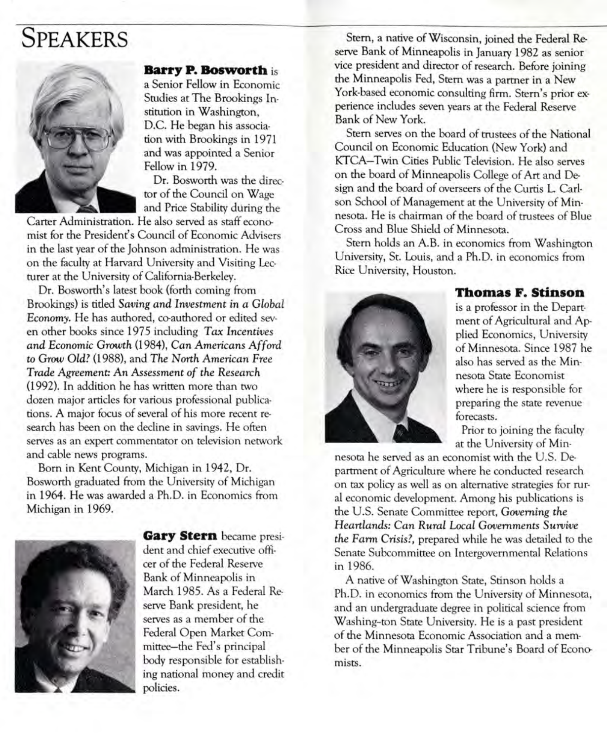# Speakers

**Barry P. Bosworth** is a Senior Fellow in Economic Studies at The Brookings Institution in Washington, D.C. He began his association with Brookings in 1971 and was appointed a Senior Fellow in 1979.

Dr. Bosworth was the director of the Council on Wage and Price Stability during the Carter Administration. He also served as staff economist for the President's Council of Economic Advisers in the last year of the Johnson administration. He was on the faculty at Harvard University and Visiting Lecturer at the University of California-Berkeley.

Dr. Bosworth's latest book (forth coming from Brookings) is titled *Saving and Investment in a Global Economy.* He has authored, co-authored or edited seven other books since 1975 including *Tax Incentives and Economic Growth* (1984), *Can Americans Afford to Grow Old?* (1988), and *The North American Free Trade Agreement: An Assessment of the Research* (1992). In addition he has written more than two dozen major articles for various professional publications. A major focus of several of his more recent research has been on the decline in savings. He often serves as an expert commentator on television network and cable news programs.

Born in Kent County, Michigan in 1942, Dr. Bosworth graduated from the University of Michigan in 1964. He was awarded a Ph.D. in Economics from Michigan in 1969.

**Gary Stern** became president and chief executive officer of the Federal Reserve Bank of Minneapolis in March 1985. As a Federal Reserve Bank president, he serves as a member of the Federal Open Market Committee—the Fed's principal body responsible for establishing national money and credit policies.

Stern, a native of Wisconsin, joined the Federal Reserve Bank of Minneapolis in January 1982 as senior vice president and director of research. Before joining the Minneapolis Fed, Stern was a partner in a New York-based economic consulting firm. Stern's prior experience includes seven years at the Federal Reserve Bank of New York.

Stern serves on the board of trustees of the National Council on Economic Education (New York) and KTCA–Twin Cities Public Television. He also serves on the board of Minneapolis College of Art and Design and the board of overseers of the Curtis L. Carlson School of Management at the University of Minnesota. He is chairman of the board of trustees of Blue Cross and Blue Shield of Minnesota.

Stern holds an A.B. in economics from Washington University, St. Louis, and a Ph.D. in economics from Rice University, Houston.

**Thomas F. Stinson** is a professor in the Department of Agricultural and Applied Economics, University of Minnesota. Since 1987 he also has served as the Minnesota State Economist where he is responsible for preparing the state revenue forecasts.

Prior to joining the faculty at the University of Minnesota he served as an economist with the U.S. Department of Agriculture where he conducted research on tax policy as well as on alternative strategies for rural economic development. Among his publications is the U.S. Senate Committee report, *Governing the Heartlands: Can Rural Local Governments Survive the Farm Crisis?,* prepared while he was detailed to the Senate Subcommittee on Intergovernmental Relations in 1986.

A native of Washington State, Stinson holds a Ph.D. in economics from the University of Minnesota, and an undergraduate degree in political science from Washing-ton State University. He is a past president of the Minnesota Economic Association and a member of the Minneapolis Star Tribune's Board of Economists.